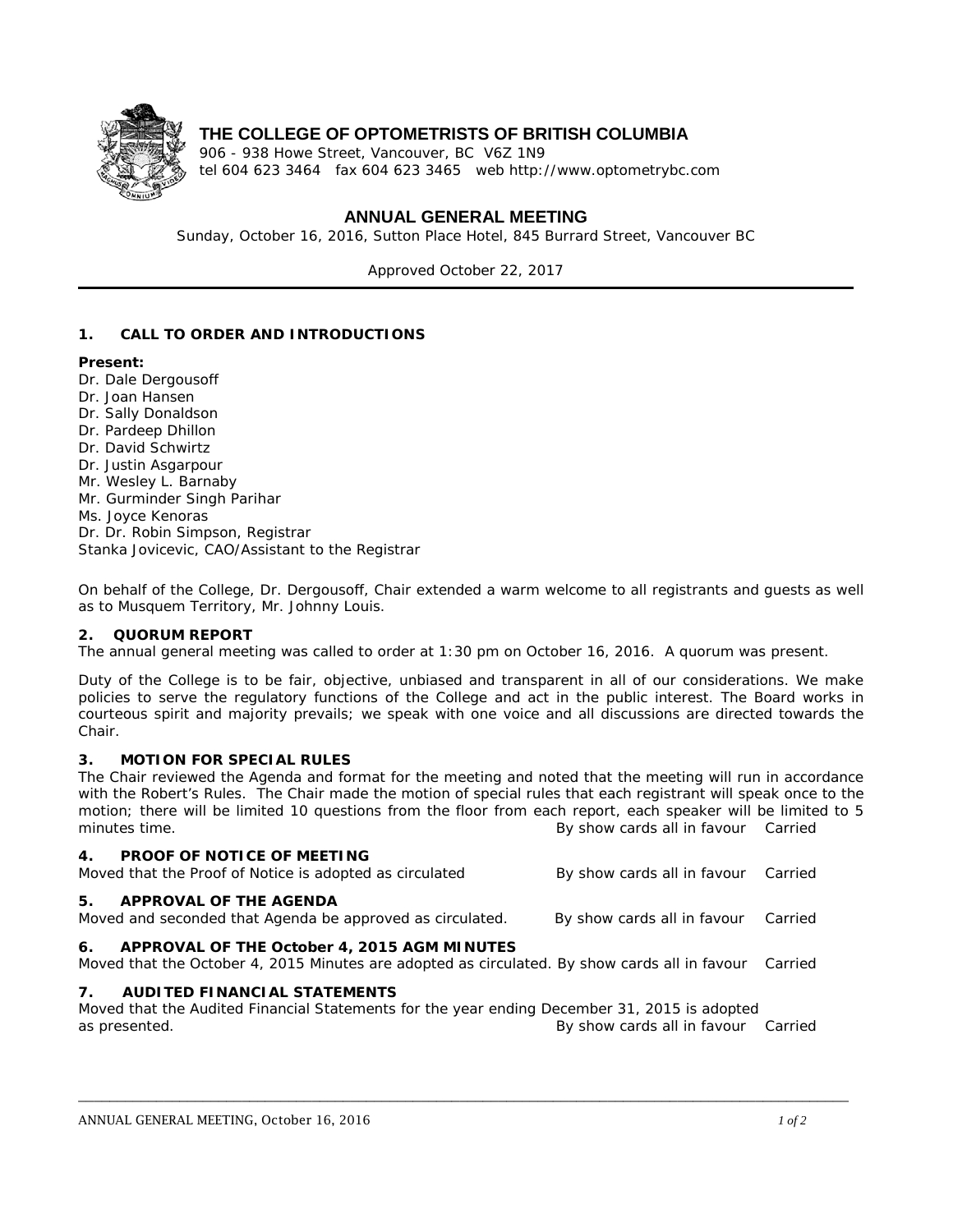# THE COLLEGE OF OPTOMETRISTS OF BRITISH COLUMBIA

906 - 938 Howe Street, Vancouver, BC V6Z 1N9
tel 604 623 3464 fax 604 623 3465 web http://www.optometrybc.com

## ANNUAL GENERAL MEETING

Sunday, October 16, 2016, Sutton Place Hotel, 845 Burrard Street, Vancouver BC

Approved October 22, 2017

---

### 1. CALL TO ORDER AND INTRODUCTIONS

**Present:**
Dr. Dale Dergousoff
Dr. Joan Hansen
Dr. Sally Donaldson
Dr. Pardeep Dhillon
Dr. David Schwirtz
Dr. Justin Asgarpour
Mr. Wesley L. Barnaby
Mr. Gurminder Singh Parihar
Ms. Joyce Kenoras
Dr. Dr. Robin Simpson, Registrar
Stanka Jovicevic, CAO/Assistant to the Registrar

On behalf of the College, Dr. Dergousoff, Chair extended a warm welcome to all registrants and guests as well as to Musquem Territory, Mr. Johnny Louis.

### 2. QUORUM REPORT

The annual general meeting was called to order at 1:30 pm on October 16, 2016. A quorum was present.

Duty of the College is to be fair, objective, unbiased and transparent in all of our considerations. We make policies to serve the regulatory functions of the College and act in the public interest. The Board works in courteous spirit and majority prevails; we speak with one voice and all discussions are directed towards the Chair.

### 3. MOTION FOR SPECIAL RULES

The Chair reviewed the Agenda and format for the meeting and noted that the meeting will run in accordance with the Robert's Rules. The Chair made the motion of special rules that each registrant will speak once to the motion; there will be limited 10 questions from the floor from each report, each speaker will be limited to 5 minutes time. By show cards all in favour Carried

### 4. PROOF OF NOTICE OF MEETING

Moved that the Proof of Notice is adopted as circulated By show cards all in favour Carried

### 5. APPROVAL OF THE AGENDA

Moved and seconded that Agenda be approved as circulated. By show cards all in favour Carried

### 6. APPROVAL OF THE October 4, 2015 AGM MINUTES

Moved that the October 4, 2015 Minutes are adopted as circulated. By show cards all in favour Carried

### 7. AUDITED FINANCIAL STATEMENTS

Moved that the Audited Financial Statements for the year ending December 31, 2015 is adopted as presented. By show cards all in favour Carried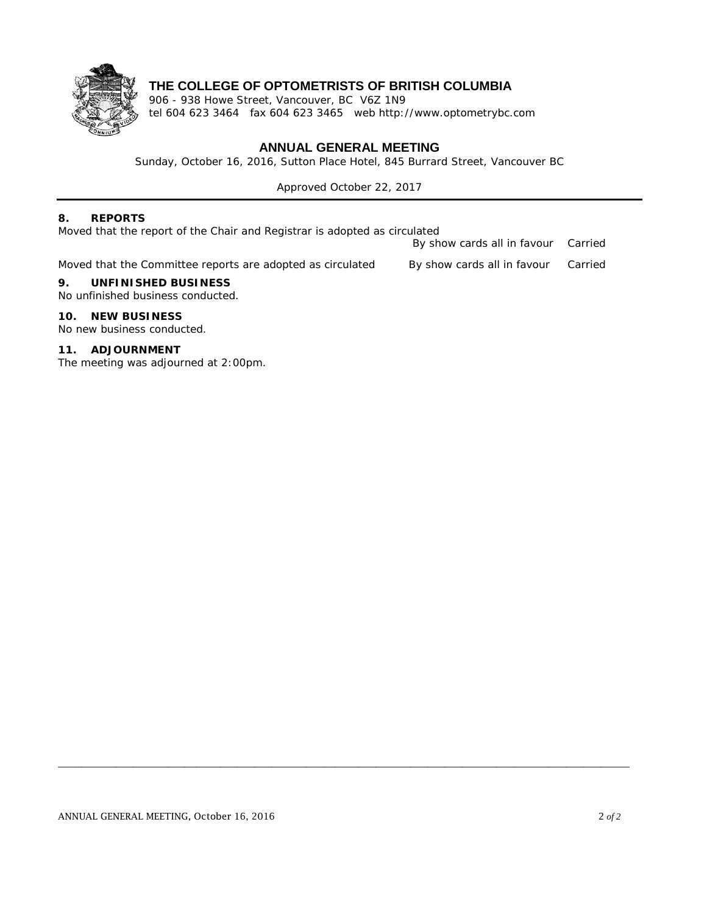# THE COLLEGE OF OPTOMETRISTS OF BRITISH COLUMBIA

906 - 938 Howe Street, Vancouver, BC V6Z 1N9
tel 604 623 3464 fax 604 623 3465 web http://www.optometrybc.com

## ANNUAL GENERAL MEETING

Sunday, October 16, 2016, Sutton Place Hotel, 845 Burrard Street, Vancouver BC

Approved October 22, 2017

### 8. REPORTS

Moved that the report of the Chair and Registrar is adopted as circulated
By show cards all in favour Carried

Moved that the Committee reports are adopted as circulated By show cards all in favour Carried

### 9. UNFINISHED BUSINESS

No unfinished business conducted.

### 10. NEW BUSINESS

No new business conducted.

### 11. ADJOURNMENT

The meeting was adjourned at 2:00pm.